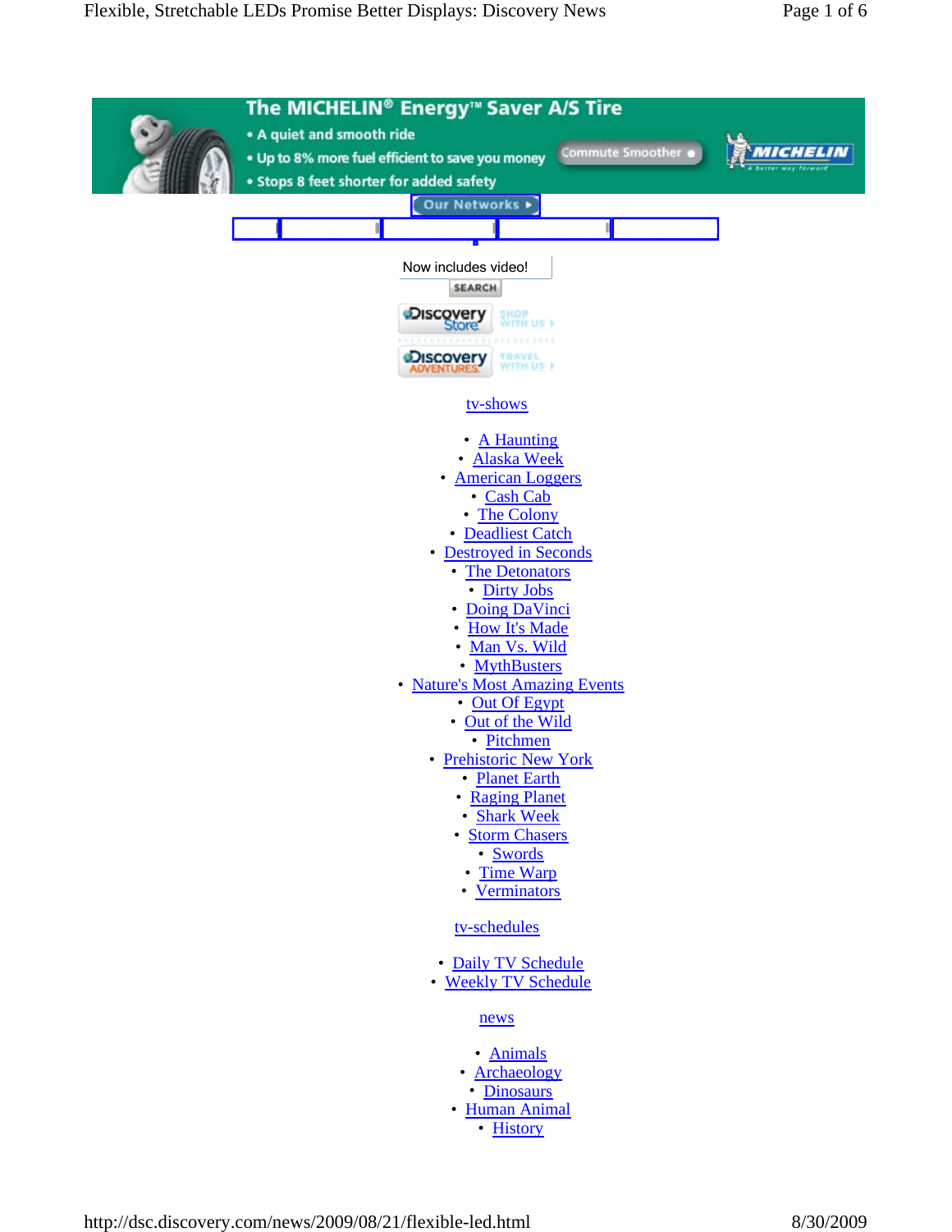The MICHELIN® Energy™ Saver A/S Tire

- A quiet and smooth ride
- Up to 8% more fuel efficient to save you money
- Stops 8 feet shorter for added safety

Commute Smoother

MICHELIN

Our Networks

Now includes video!

SEARCH

Discovery Store SHOP WITH US

Discovery ADVENTURES TRAVEL WITH US

tv-shows

- A Haunting
- Alaska Week
- American Loggers
- Cash Cab
- The Colony
- Deadliest Catch
- Destroyed in Seconds
- The Detonators
- Dirty Jobs
- Doing DaVinci
- How It's Made
- Man Vs. Wild
- MythBusters
- Nature's Most Amazing Events
- Out Of Egypt
- Out of the Wild
- Pitchmen
- Prehistoric New York
- Planet Earth
- Raging Planet
- Shark Week
- Storm Chasers
- Swords
- Time Warp
- Verminators

tv-schedules

- Daily TV Schedule
- Weekly TV Schedule

news

- Animals
- Archaeology
- Dinosaurs
- Human Animal
- History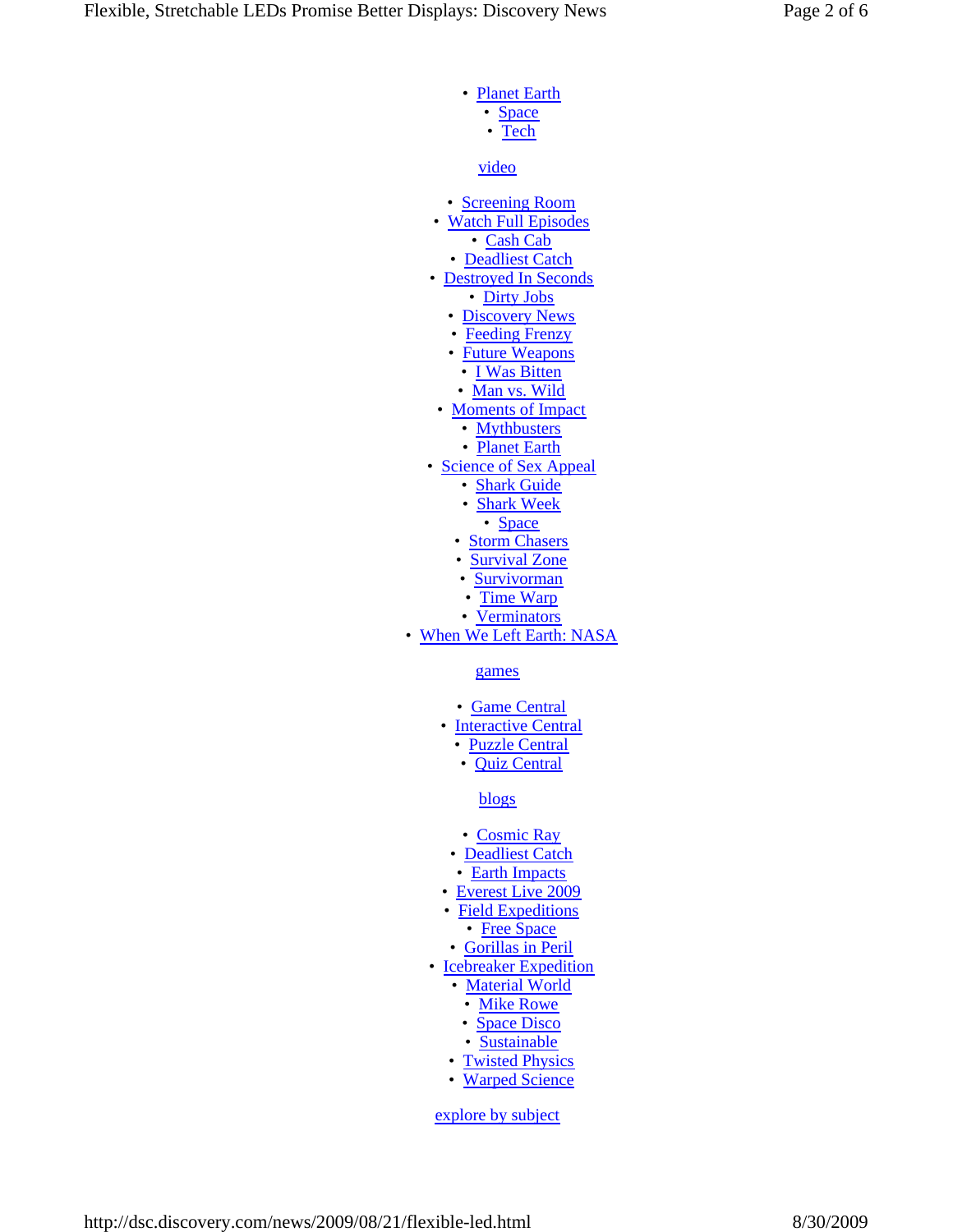- Planet Earth
- Space
- Tech

video

- Screening Room
- Watch Full Episodes
- Cash Cab
- Deadliest Catch
- Destroyed In Seconds
- Dirty Jobs
- Discovery News
- Feeding Frenzy
- Future Weapons
- I Was Bitten
- Man vs. Wild
- Moments of Impact
- Mythbusters
- Planet Earth
- Science of Sex Appeal
- Shark Guide
- Shark Week
- Space
- Storm Chasers
- Survival Zone
- Survivorman
- Time Warp
- Verminators
- When We Left Earth: NASA

games

- Game Central
- Interactive Central
- Puzzle Central
- Quiz Central

blogs

- Cosmic Ray
- Deadliest Catch
- Earth Impacts
- Everest Live 2009
- Field Expeditions
- Free Space
- Gorillas in Peril
- Icebreaker Expedition
- Material World
- Mike Rowe
- Space Disco
- Sustainable
- Twisted Physics
- Warped Science

explore by subject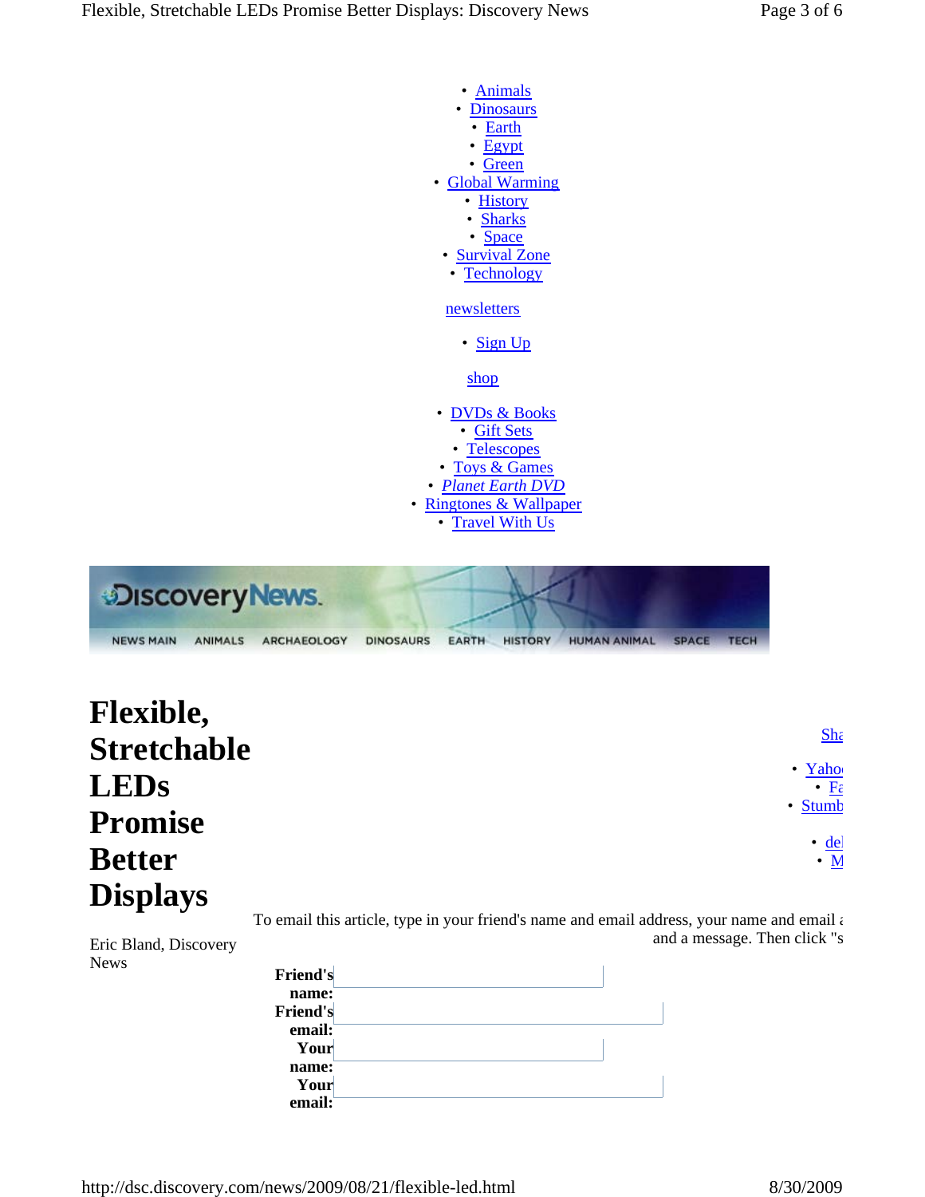- Animals
- Dinosaurs
- Earth
- Egypt
- Green
- Global Warming
- History
- Sharks
- Space
- Survival Zone
- Technology

newsletters

- Sign Up

shop

- DVDs & Books
- Gift Sets
- Telescopes
- Toys & Games
- *Planet Earth DVD*
- Ringtones & Wallpaper
- Travel With Us

DiscoveryNews.

NEWS MAIN ANIMALS ARCHAEOLOGY DINOSAURS EARTH HISTORY HUMAN ANIMAL SPACE TECH

# Flexible, Stretchable LEDs Promise Better Displays

Eric Bland, Discovery News

Sha

- Yahoo
- Fa
- Stumb
- del
- M

To email this article, type in your friend's name and email address, your name and email a and a message. Then click "s

**Friend's name:**

**Friend's email:**

**Your name:**

**Your email:**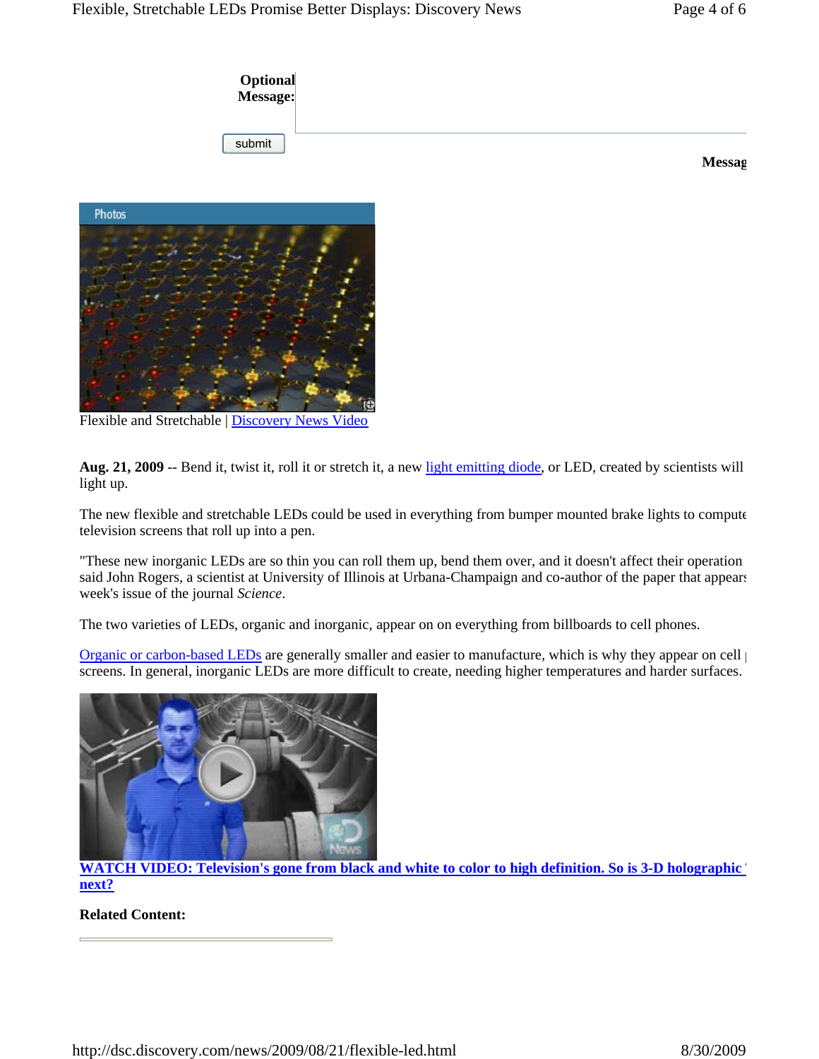**Optional Message:**

submit

**Messag**

Photos

Flexible and Stretchable | Discovery News Video

**Aug. 21, 2009** -- Bend it, twist it, roll it or stretch it, a new light emitting diode, or LED, created by scientists will light up.

The new flexible and stretchable LEDs could be used in everything from bumper mounted brake lights to compute television screens that roll up into a pen.

"These new inorganic LEDs are so thin you can roll them up, bend them over, and it doesn't affect their operation said John Rogers, a scientist at University of Illinois at Urbana-Champaign and co-author of the paper that appears week's issue of the journal *Science*.

The two varieties of LEDs, organic and inorganic, appear on on everything from billboards to cell phones.

Organic or carbon-based LEDs are generally smaller and easier to manufacture, which is why they appear on cell screens. In general, inorganic LEDs are more difficult to create, needing higher temperatures and harder surfaces.

**WATCH VIDEO: Television's gone from black and white to color to high definition. So is 3-D holographic next?**

**Related Content:**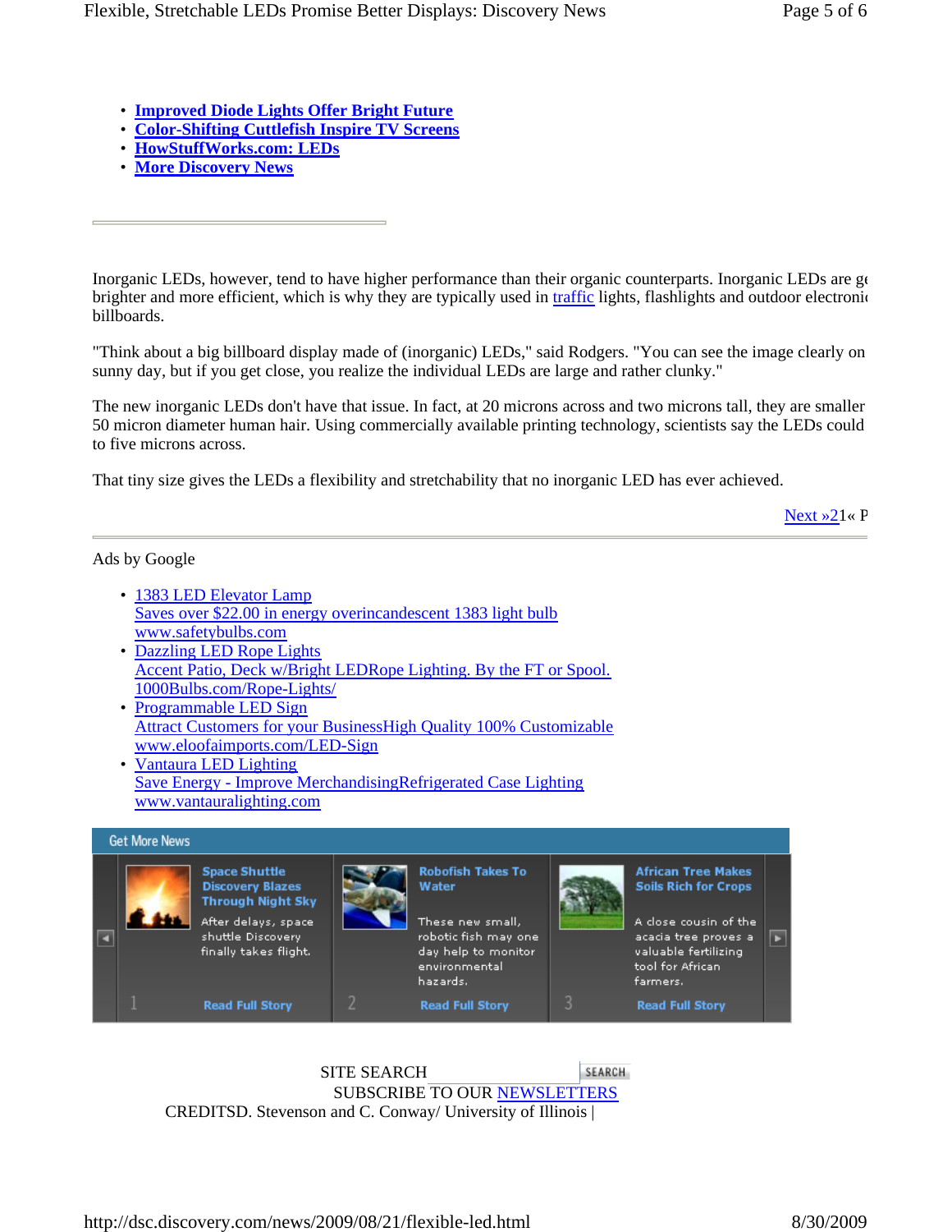- **Improved Diode Lights Offer Bright Future**
- **Color-Shifting Cuttlefish Inspire TV Screens**
- **HowStuffWorks.com: LEDs**
- **More Discovery News**

---

Inorganic LEDs, however, tend to have higher performance than their organic counterparts. Inorganic LEDs are ge brighter and more efficient, which is why they are typically used in traffic lights, flashlights and outdoor electroni billboards.

"Think about a big billboard display made of (inorganic) LEDs," said Rodgers. "You can see the image clearly on sunny day, but if you get close, you realize the individual LEDs are large and rather clunky."

The new inorganic LEDs don't have that issue. In fact, at 20 microns across and two microns tall, they are smaller 50 micron diameter human hair. Using commercially available printing technology, scientists say the LEDs could to five microns across.

That tiny size gives the LEDs a flexibility and stretchability that no inorganic LED has ever achieved.

Next »21« P

---

Ads by Google

- 1383 LED Elevator Lamp
  Saves over $22.00 in energy overincandescent 1383 light bulb
  www.safetybulbs.com
- Dazzling LED Rope Lights
  Accent Patio, Deck w/Bright LEDRope Lighting. By the FT or Spool.
  1000Bulbs.com/Rope-Lights/
- Programmable LED Sign
  Attract Customers for your BusinessHigh Quality 100% Customizable
  www.eloofaimports.com/LED-Sign
- Vantaura LED Lighting
  Save Energy - Improve MerchandisingRefrigerated Case Lighting
  www.vantauralighting.com

Get More News

1. **Space Shuttle Discovery Blazes Through Night Sky**
   After delays, space shuttle Discovery finally takes flight.
   Read Full Story
2. **Robofish Takes To Water**
   These new small, robotic fish may one day help to monitor environmental hazards.
   Read Full Story
3. **African Tree Makes Soils Rich for Crops**
   A close cousin of the acacia tree proves a valuable fertilizing tool for African farmers.
   Read Full Story

SITE SEARCH SEARCH
SUBSCRIBE TO OUR NEWSLETTERS
CREDITSD. Stevenson and C. Conway/ University of Illinois |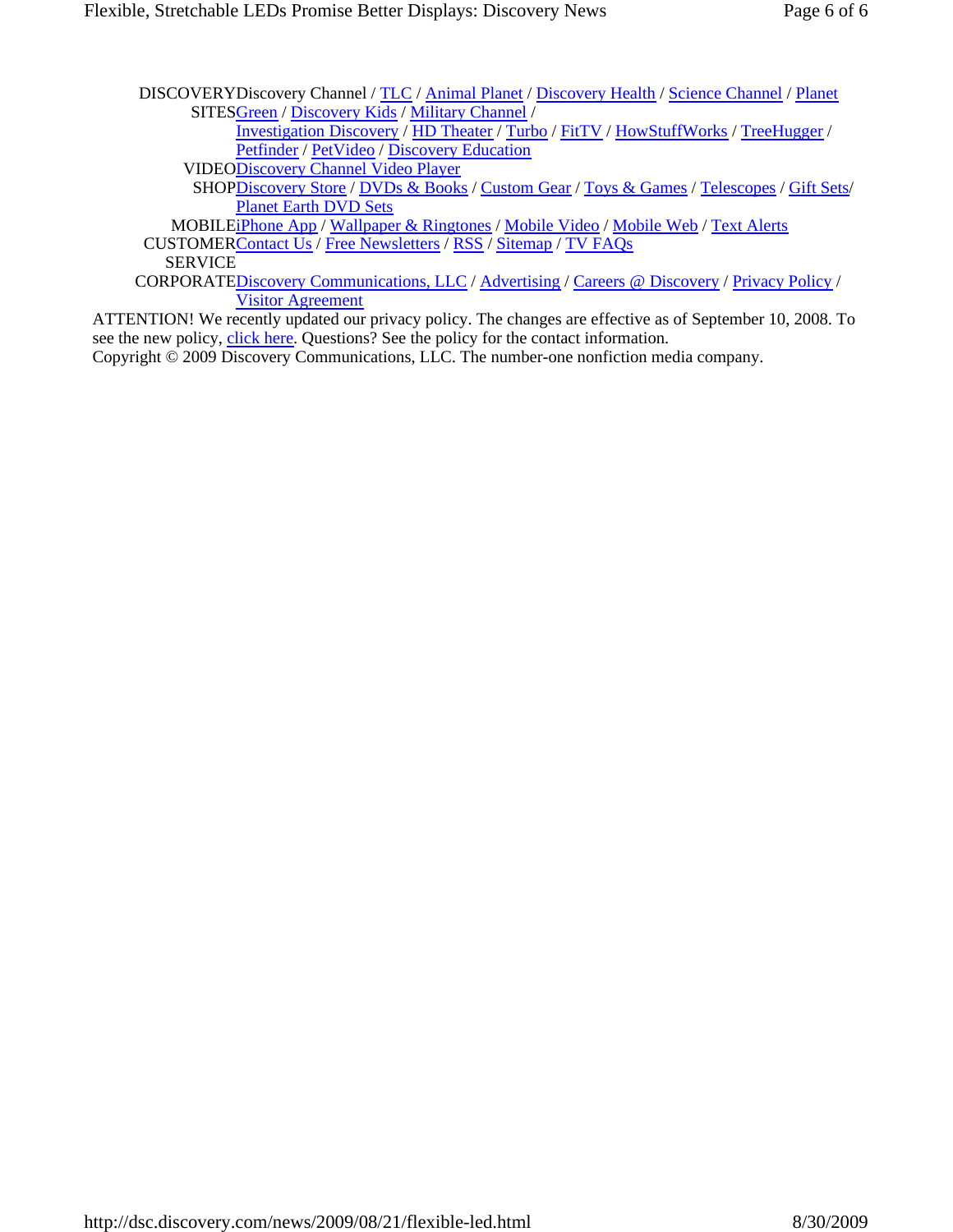DISCOVERY SITES: Discovery Channel / TLC / Animal Planet / Discovery Health / Science Channel / Planet Green / Discovery Kids / Military Channel / Investigation Discovery / HD Theater / Turbo / FitTV / HowStuffWorks / TreeHugger / Petfinder / PetVideo / Discovery Education

VIDEO: Discovery Channel Video Player

SHOP: Discovery Store / DVDs & Books / Custom Gear / Toys & Games / Telescopes / Gift Sets/ Planet Earth DVD Sets

MOBILE: iPhone App / Wallpaper & Ringtones / Mobile Video / Mobile Web / Text Alerts

CUSTOMER SERVICE: Contact Us / Free Newsletters / RSS / Sitemap / TV FAQs

CORPORATE: Discovery Communications, LLC / Advertising / Careers @ Discovery / Privacy Policy / Visitor Agreement

ATTENTION! We recently updated our privacy policy. The changes are effective as of September 10, 2008. To see the new policy, click here. Questions? See the policy for the contact information.

Copyright © 2009 Discovery Communications, LLC. The number-one nonfiction media company.